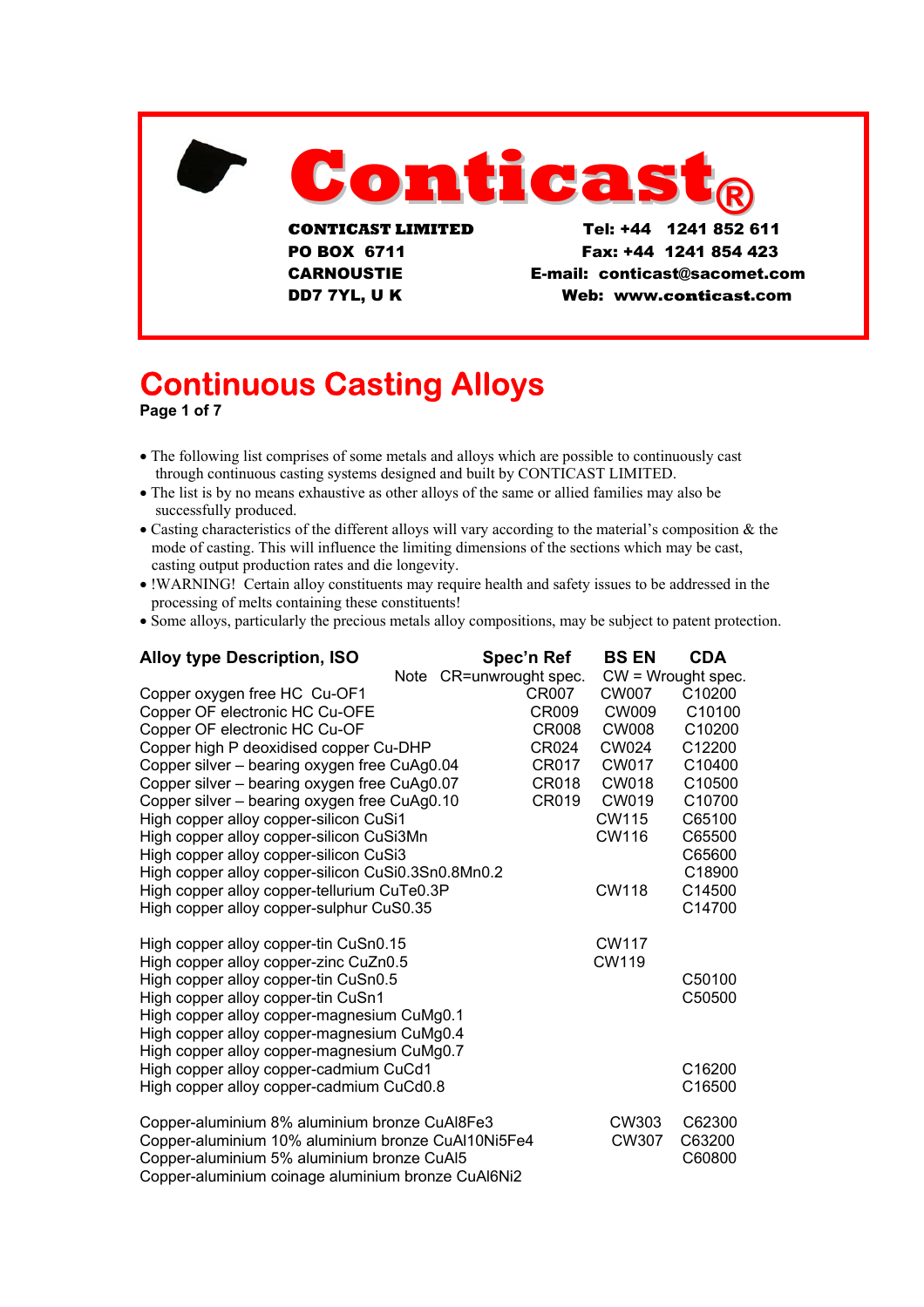# Conticast®

**CONTICAST LIMITED**
**PO BOX 6711**
**CARNOUSTIE**
**DD7 7YL, U K**

**Tel: +44 1241 852 611**
**Fax: +44 1241 854 423**
**E-mail: conticast@sacomet.com**
**Web: www.conticast.com**

## Continuous Casting Alloys

**Page 1 of 7**

- The following list comprises of some metals and alloys which are possible to continuously cast through continuous casting systems designed and built by CONTICAST LIMITED.
- The list is by no means exhaustive as other alloys of the same or allied families may also be successfully produced.
- Casting characteristics of the different alloys will vary according to the material's composition & the mode of casting. This will influence the limiting dimensions of the sections which may be cast, casting output production rates and die longevity.
- !WARNING! Certain alloy constituents may require health and safety issues to be addressed in the processing of melts containing these constituents!
- Some alloys, particularly the precious metals alloy compositions, may be subject to patent protection.

| Alloy type Description, ISO | Spec'n Ref | BS EN | CDA |
|---|---|---|---|
| Note | CR=unwrought spec. | CW = Wrought spec. | |
| Copper oxygen free HC Cu-OF1 | CR007 | CW007 | C10200 |
| Copper OF electronic HC Cu-OFE | CR009 | CW009 | C10100 |
| Copper OF electronic HC Cu-OF | CR008 | CW008 | C10200 |
| Copper high P deoxidised copper Cu-DHP | CR024 | CW024 | C12200 |
| Copper silver – bearing oxygen free CuAg0.04 | CR017 | CW017 | C10400 |
| Copper silver – bearing oxygen free CuAg0.07 | CR018 | CW018 | C10500 |
| Copper silver – bearing oxygen free CuAg0.10 | CR019 | CW019 | C10700 |
| High copper alloy copper-silicon CuSi1 | | CW115 | C65100 |
| High copper alloy copper-silicon CuSi3Mn | | CW116 | C65500 |
| High copper alloy copper-silicon CuSi3 | | | C65600 |
| High copper alloy copper-silicon CuSi0.3Sn0.8Mn0.2 | | | C18900 |
| High copper alloy copper-tellurium CuTe0.3P | | CW118 | C14500 |
| High copper alloy copper-sulphur CuS0.35 | | | C14700 |
| High copper alloy copper-tin CuSn0.15 | | CW117 | |
| High copper alloy copper-zinc CuZn0.5 | | CW119 | |
| High copper alloy copper-tin CuSn0.5 | | | C50100 |
| High copper alloy copper-tin CuSn1 | | | C50500 |
| High copper alloy copper-magnesium CuMg0.1 | | | |
| High copper alloy copper-magnesium CuMg0.4 | | | |
| High copper alloy copper-magnesium CuMg0.7 | | | |
| High copper alloy copper-cadmium CuCd1 | | | C16200 |
| High copper alloy copper-cadmium CuCd0.8 | | | C16500 |
| Copper-aluminium 8% aluminium bronze CuAl8Fe3 | | CW303 | C62300 |
| Copper-aluminium 10% aluminium bronze CuAl10Ni5Fe4 | | CW307 | C63200 |
| Copper-aluminium 5% aluminium bronze CuAl5 | | | C60800 |
| Copper-aluminium coinage aluminium bronze CuAl6Ni2 | | | |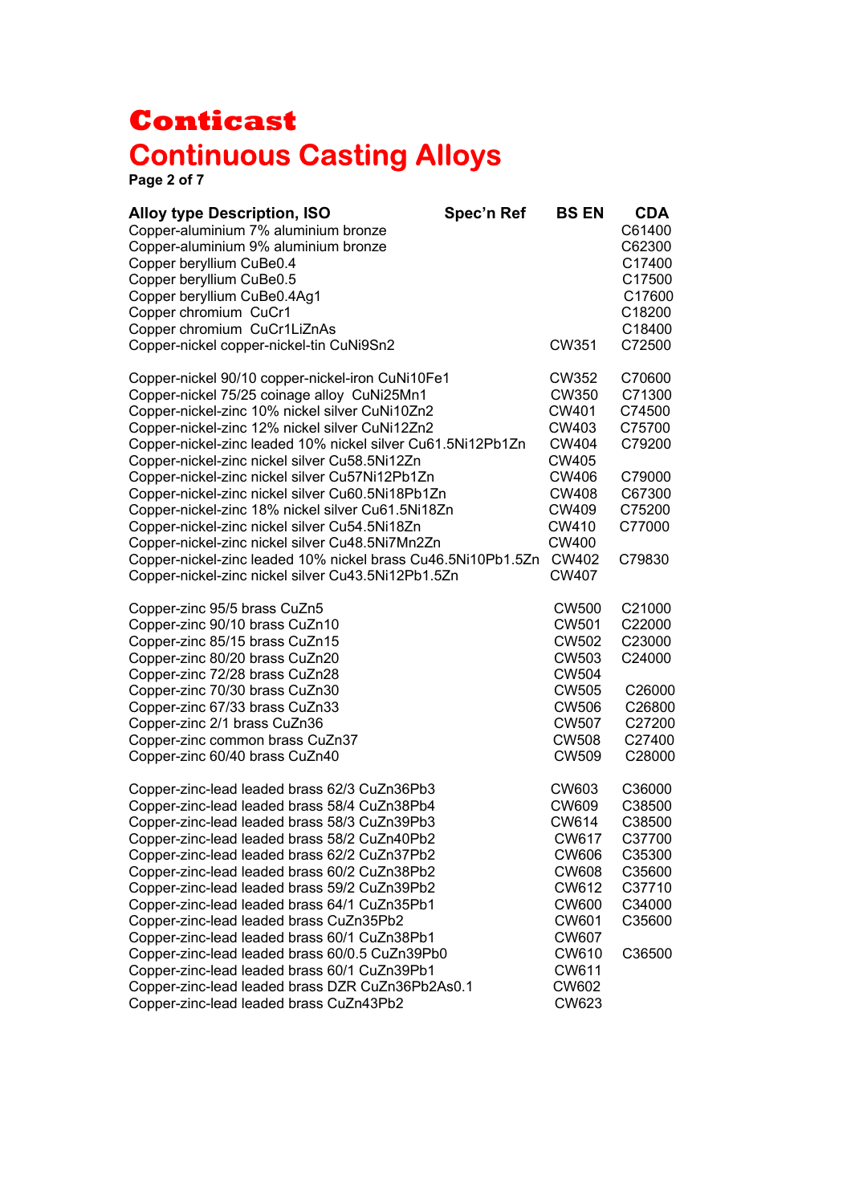# Conticast

# Continuous Casting Alloys

| Alloy type Description, ISO | Spec'n Ref | BS EN | CDA |
|---|---|---|---|
| Copper-aluminium 7% aluminium bronze | | | C61400 |
| Copper-aluminium 9% aluminium bronze | | | C62300 |
| Copper beryllium CuBe0.4 | | | C17400 |
| Copper beryllium CuBe0.5 | | | C17500 |
| Copper beryllium CuBe0.4Ag1 | | | C17600 |
| Copper chromium CuCr1 | | | C18200 |
| Copper chromium CuCr1LiZnAs | | | C18400 |
| Copper-nickel copper-nickel-tin CuNi9Sn2 | | CW351 | C72500 |
| | | | |
| Copper-nickel 90/10 copper-nickel-iron CuNi10Fe1 | | CW352 | C70600 |
| Copper-nickel 75/25 coinage alloy CuNi25Mn1 | | CW350 | C71300 |
| Copper-nickel-zinc 10% nickel silver CuNi10Zn2 | | CW401 | C74500 |
| Copper-nickel-zinc 12% nickel silver CuNi12Zn2 | | CW403 | C75700 |
| Copper-nickel-zinc leaded 10% nickel silver Cu61.5Ni12Pb1Zn | | CW404 | C79200 |
| Copper-nickel-zinc nickel silver Cu58.5Ni12Zn | | CW405 | |
| Copper-nickel-zinc nickel silver Cu57Ni12Pb1Zn | | CW406 | C79000 |
| Copper-nickel-zinc nickel silver Cu60.5Ni18Pb1Zn | | CW408 | C67300 |
| Copper-nickel-zinc 18% nickel silver Cu61.5Ni18Zn | | CW409 | C75200 |
| Copper-nickel-zinc nickel silver Cu54.5Ni18Zn | | CW410 | C77000 |
| Copper-nickel-zinc nickel silver Cu48.5Ni7Mn2Zn | | CW400 | |
| Copper-nickel-zinc leaded 10% nickel brass Cu46.5Ni10Pb1.5Zn | | CW402 | C79830 |
| Copper-nickel-zinc nickel silver Cu43.5Ni12Pb1.5Zn | | CW407 | |
| | | | |
| Copper-zinc 95/5 brass CuZn5 | | CW500 | C21000 |
| Copper-zinc 90/10 brass CuZn10 | | CW501 | C22000 |
| Copper-zinc 85/15 brass CuZn15 | | CW502 | C23000 |
| Copper-zinc 80/20 brass CuZn20 | | CW503 | C24000 |
| Copper-zinc 72/28 brass CuZn28 | | CW504 | |
| Copper-zinc 70/30 brass CuZn30 | | CW505 | C26000 |
| Copper-zinc 67/33 brass CuZn33 | | CW506 | C26800 |
| Copper-zinc 2/1 brass CuZn36 | | CW507 | C27200 |
| Copper-zinc common brass CuZn37 | | CW508 | C27400 |
| Copper-zinc 60/40 brass CuZn40 | | CW509 | C28000 |
| | | | |
| Copper-zinc-lead leaded brass 62/3 CuZn36Pb3 | | CW603 | C36000 |
| Copper-zinc-lead leaded brass 58/4 CuZn38Pb4 | | CW609 | C38500 |
| Copper-zinc-lead leaded brass 58/3 CuZn39Pb3 | | CW614 | C38500 |
| Copper-zinc-lead leaded brass 58/2 CuZn40Pb2 | | CW617 | C37700 |
| Copper-zinc-lead leaded brass 62/2 CuZn37Pb2 | | CW606 | C35300 |
| Copper-zinc-lead leaded brass 60/2 CuZn38Pb2 | | CW608 | C35600 |
| Copper-zinc-lead leaded brass 59/2 CuZn39Pb2 | | CW612 | C37710 |
| Copper-zinc-lead leaded brass 64/1 CuZn35Pb1 | | CW600 | C34000 |
| Copper-zinc-lead leaded brass CuZn35Pb2 | | CW601 | C35600 |
| Copper-zinc-lead leaded brass 60/1 CuZn38Pb1 | | CW607 | |
| Copper-zinc-lead leaded brass 60/0.5 CuZn39Pb0 | | CW610 | C36500 |
| Copper-zinc-lead leaded brass 60/1 CuZn39Pb1 | | CW611 | |
| Copper-zinc-lead leaded brass DZR CuZn36Pb2As0.1 | | CW602 | |
| Copper-zinc-lead leaded brass CuZn43Pb2 | | CW623 | |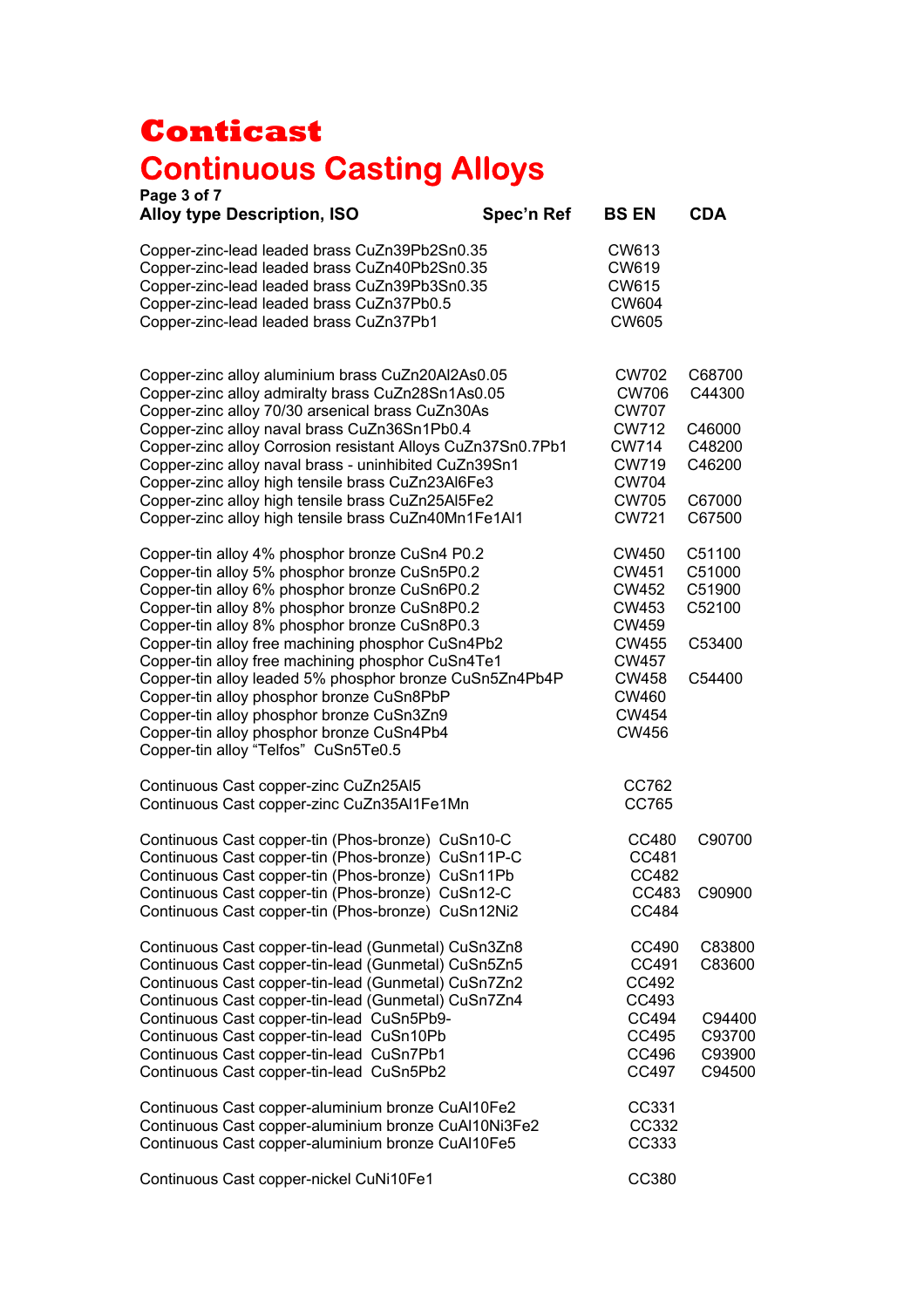# Conticast

# Continuous Casting Alloys

| Alloy type Description, ISO | Spec'n Ref | BS EN | CDA |
|---|---|---|---|
| Copper-zinc-lead leaded brass CuZn39Pb2Sn0.35 | | CW613 | |
| Copper-zinc-lead leaded brass CuZn40Pb2Sn0.35 | | CW619 | |
| Copper-zinc-lead leaded brass CuZn39Pb3Sn0.35 | | CW615 | |
| Copper-zinc-lead leaded brass CuZn37Pb0.5 | | CW604 | |
| Copper-zinc-lead leaded brass CuZn37Pb1 | | CW605 | |
| | | | |
| Copper-zinc alloy aluminium brass CuZn20Al2As0.05 | | CW702 | C68700 |
| Copper-zinc alloy admiralty brass CuZn28Sn1As0.05 | | CW706 | C44300 |
| Copper-zinc alloy 70/30 arsenical brass CuZn30As | | CW707 | |
| Copper-zinc alloy naval brass CuZn36Sn1Pb0.4 | | CW712 | C46000 |
| Copper-zinc alloy Corrosion resistant Alloys CuZn37Sn0.7Pb1 | | CW714 | C48200 |
| Copper-zinc alloy naval brass - uninhibited CuZn39Sn1 | | CW719 | C46200 |
| Copper-zinc alloy high tensile brass CuZn23Al6Fe3 | | CW704 | |
| Copper-zinc alloy high tensile brass CuZn25Al5Fe2 | | CW705 | C67000 |
| Copper-zinc alloy high tensile brass CuZn40Mn1Fe1Al1 | | CW721 | C67500 |
| | | | |
| Copper-tin alloy 4% phosphor bronze CuSn4 P0.2 | | CW450 | C51100 |
| Copper-tin alloy 5% phosphor bronze CuSn5P0.2 | | CW451 | C51000 |
| Copper-tin alloy 6% phosphor bronze CuSn6P0.2 | | CW452 | C51900 |
| Copper-tin alloy 8% phosphor bronze CuSn8P0.2 | | CW453 | C52100 |
| Copper-tin alloy 8% phosphor bronze CuSn8P0.3 | | CW459 | |
| Copper-tin alloy free machining phosphor CuSn4Pb2 | | CW455 | C53400 |
| Copper-tin alloy free machining phosphor CuSn4Te1 | | CW457 | |
| Copper-tin alloy leaded 5% phosphor bronze CuSn5Zn4Pb4P | | CW458 | C54400 |
| Copper-tin alloy phosphor bronze CuSn8PbP | | CW460 | |
| Copper-tin alloy phosphor bronze CuSn3Zn9 | | CW454 | |
| Copper-tin alloy phosphor bronze CuSn4Pb4 | | CW456 | |
| Copper-tin alloy "Telfos" CuSn5Te0.5 | | | |
| | | | |
| Continuous Cast copper-zinc CuZn25Al5 | | CC762 | |
| Continuous Cast copper-zinc CuZn35Al1Fe1Mn | | CC765 | |
| | | | |
| Continuous Cast copper-tin (Phos-bronze) CuSn10-C | | CC480 | C90700 |
| Continuous Cast copper-tin (Phos-bronze) CuSn11P-C | | CC481 | |
| Continuous Cast copper-tin (Phos-bronze) CuSn11Pb | | CC482 | |
| Continuous Cast copper-tin (Phos-bronze) CuSn12-C | | CC483 | C90900 |
| Continuous Cast copper-tin (Phos-bronze) CuSn12Ni2 | | CC484 | |
| | | | |
| Continuous Cast copper-tin-lead (Gunmetal) CuSn3Zn8 | | CC490 | C83800 |
| Continuous Cast copper-tin-lead (Gunmetal) CuSn5Zn5 | | CC491 | C83600 |
| Continuous Cast copper-tin-lead (Gunmetal) CuSn7Zn2 | | CC492 | |
| Continuous Cast copper-tin-lead (Gunmetal) CuSn7Zn4 | | CC493 | |
| Continuous Cast copper-tin-lead CuSn5Pb9- | | CC494 | C94400 |
| Continuous Cast copper-tin-lead CuSn10Pb | | CC495 | C93700 |
| Continuous Cast copper-tin-lead CuSn7Pb1 | | CC496 | C93900 |
| Continuous Cast copper-tin-lead CuSn5Pb2 | | CC497 | C94500 |
| | | | |
| Continuous Cast copper-aluminium bronze CuAl10Fe2 | | CC331 | |
| Continuous Cast copper-aluminium bronze CuAl10Ni3Fe2 | | CC332 | |
| Continuous Cast copper-aluminium bronze CuAl10Fe5 | | CC333 | |
| | | | |
| Continuous Cast copper-nickel CuNi10Fe1 | | CC380 | |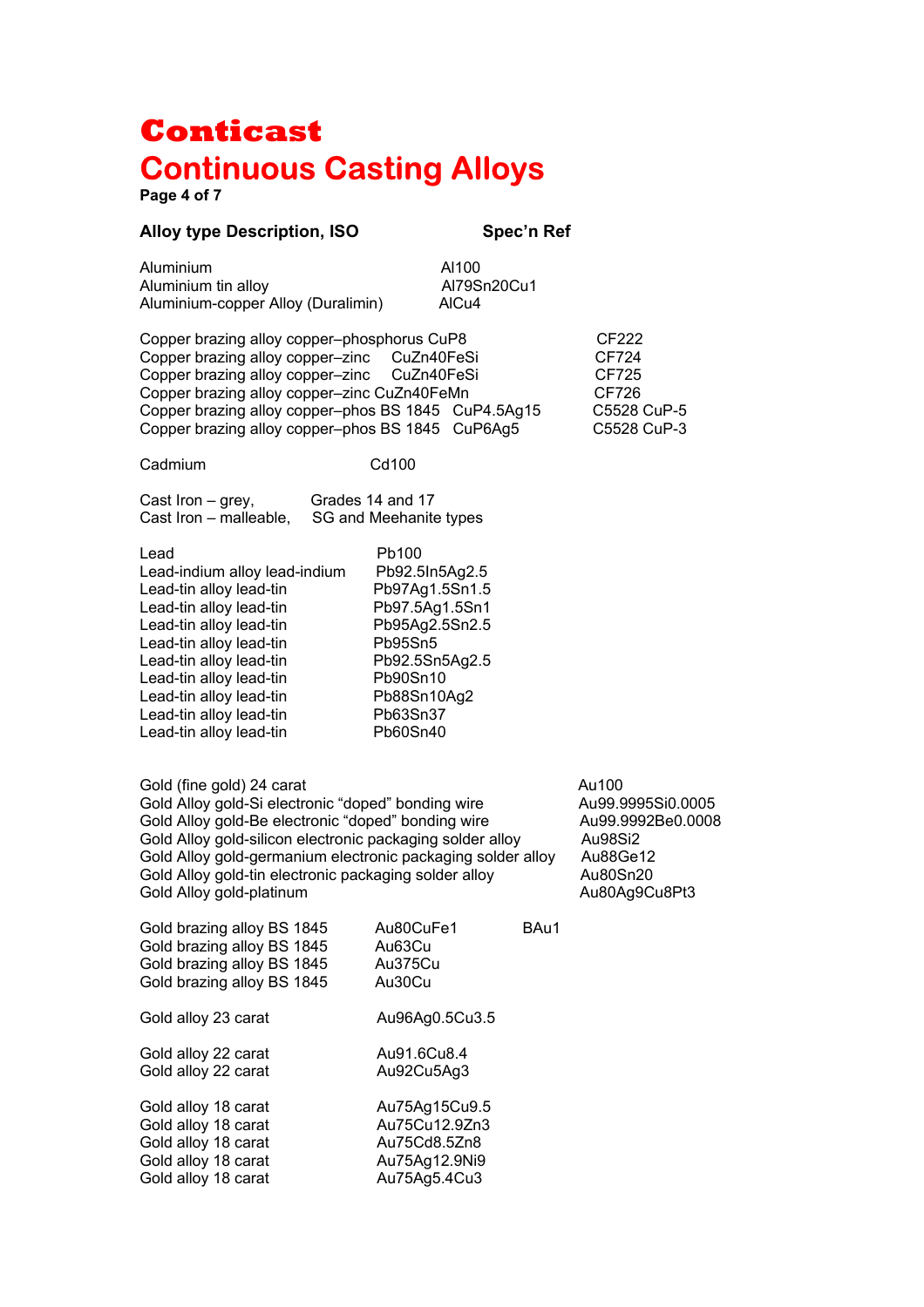// Conticast
# Continuous Casting Alloys

**Page 4 of 7**

| Alloy type Description, ISO | | Spec'n Ref |
|---|---|---|
| Aluminium | Al100 | |
| Aluminium tin alloy | Al79Sn20Cu1 | |
| Aluminium-copper Alloy (Duralimin) | AlCu4 | |
| Copper brazing alloy copper–phosphorus | CuP8 | CF222 |
| Copper brazing alloy copper–zinc | CuZn40FeSi | CF724 |
| Copper brazing alloy copper–zinc | CuZn40FeSi | CF725 |
| Copper brazing alloy copper–zinc | CuZn40FeMn | CF726 |
| Copper brazing alloy copper–phos BS 1845 | CuP4.5Ag15 | C5528 CuP-5 |
| Copper brazing alloy copper–phos BS 1845 | CuP6Ag5 | C5528 CuP-3 |
| Cadmium | Cd100 | |
| Cast Iron – grey, | Grades 14 and 17 | |
| Cast Iron – malleable, | SG and Meehanite types | |
| Lead | Pb100 | |
| Lead-indium alloy lead-indium | Pb92.5In5Ag2.5 | |
| Lead-tin alloy lead-tin | Pb97Ag1.5Sn1.5 | |
| Lead-tin alloy lead-tin | Pb97.5Ag1.5Sn1 | |
| Lead-tin alloy lead-tin | Pb95Ag2.5Sn2.5 | |
| Lead-tin alloy lead-tin | Pb95Sn5 | |
| Lead-tin alloy lead-tin | Pb92.5Sn5Ag2.5 | |
| Lead-tin alloy lead-tin | Pb90Sn10 | |
| Lead-tin alloy lead-tin | Pb88Sn10Ag2 | |
| Lead-tin alloy lead-tin | Pb63Sn37 | |
| Lead-tin alloy lead-tin | Pb60Sn40 | |
| Gold (fine gold) 24 carat | Au100 | |
| Gold Alloy gold-Si electronic "doped" bonding wire | Au99.9995Si0.0005 | |
| Gold Alloy gold-Be electronic "doped" bonding wire | Au99.9992Be0.0008 | |
| Gold Alloy gold-silicon electronic packaging solder alloy | Au98Si2 | |
| Gold Alloy gold-germanium electronic packaging solder alloy | Au88Ge12 | |
| Gold Alloy gold-tin electronic packaging solder alloy | Au80Sn20 | |
| Gold Alloy gold-platinum | Au80Ag9Cu8Pt3 | |
| Gold brazing alloy BS 1845 | Au80CuFe1 | BAu1 |
| Gold brazing alloy BS 1845 | Au63Cu | |
| Gold brazing alloy BS 1845 | Au375Cu | |
| Gold brazing alloy BS 1845 | Au30Cu | |
| Gold alloy 23 carat | Au96Ag0.5Cu3.5 | |
| Gold alloy 22 carat | Au91.6Cu8.4 | |
| Gold alloy 22 carat | Au92Cu5Ag3 | |
| Gold alloy 18 carat | Au75Ag15Cu9.5 | |
| Gold alloy 18 carat | Au75Cu12.9Zn3 | |
| Gold alloy 18 carat | Au75Cd8.5Zn8 | |
| Gold alloy 18 carat | Au75Ag12.9Ni9 | |
| Gold alloy 18 carat | Au75Ag5.4Cu3 | |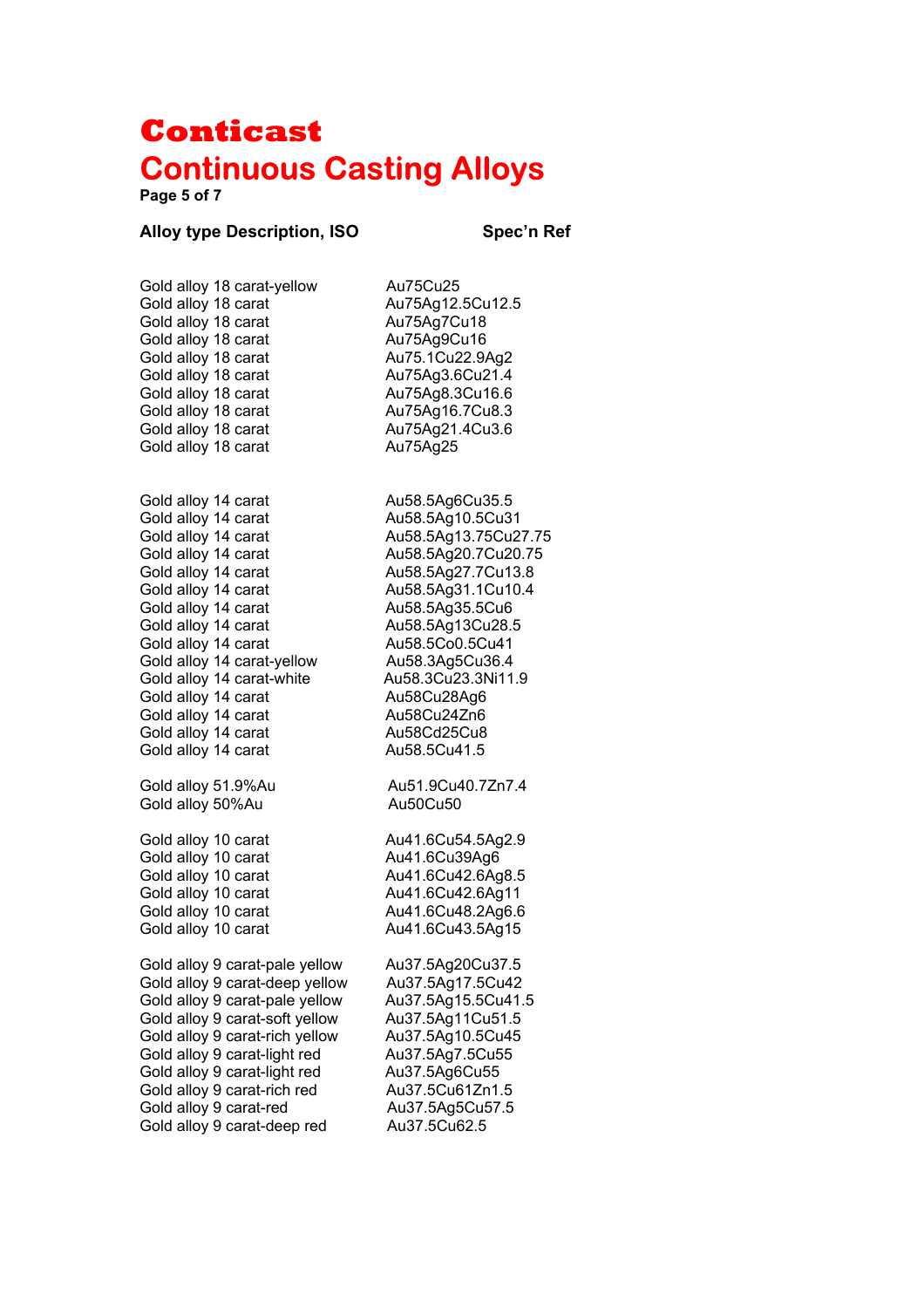# Conticast

# Continuous Casting Alloys

| Alloy type Description, ISO | Spec'n Ref |
|---|---|
| Gold alloy 18 carat-yellow | Au75Cu25 |
| Gold alloy 18 carat | Au75Ag12.5Cu12.5 |
| Gold alloy 18 carat | Au75Ag7Cu18 |
| Gold alloy 18 carat | Au75Ag9Cu16 |
| Gold alloy 18 carat | Au75.1Cu22.9Ag2 |
| Gold alloy 18 carat | Au75Ag3.6Cu21.4 |
| Gold alloy 18 carat | Au75Ag8.3Cu16.6 |
| Gold alloy 18 carat | Au75Ag16.7Cu8.3 |
| Gold alloy 18 carat | Au75Ag21.4Cu3.6 |
| Gold alloy 18 carat | Au75Ag25 |
| | |
| Gold alloy 14 carat | Au58.5Ag6Cu35.5 |
| Gold alloy 14 carat | Au58.5Ag10.5Cu31 |
| Gold alloy 14 carat | Au58.5Ag13.75Cu27.75 |
| Gold alloy 14 carat | Au58.5Ag20.7Cu20.75 |
| Gold alloy 14 carat | Au58.5Ag27.7Cu13.8 |
| Gold alloy 14 carat | Au58.5Ag31.1Cu10.4 |
| Gold alloy 14 carat | Au58.5Ag35.5Cu6 |
| Gold alloy 14 carat | Au58.5Ag13Cu28.5 |
| Gold alloy 14 carat | Au58.5Co0.5Cu41 |
| Gold alloy 14 carat-yellow | Au58.3Ag5Cu36.4 |
| Gold alloy 14 carat-white | Au58.3Cu23.3Ni11.9 |
| Gold alloy 14 carat | Au58Cu28Ag6 |
| Gold alloy 14 carat | Au58Cu24Zn6 |
| Gold alloy 14 carat | Au58Cd25Cu8 |
| Gold alloy 14 carat | Au58.5Cu41.5 |
| | |
| Gold alloy 51.9%Au | Au51.9Cu40.7Zn7.4 |
| Gold alloy 50%Au | Au50Cu50 |
| | |
| Gold alloy 10 carat | Au41.6Cu54.5Ag2.9 |
| Gold alloy 10 carat | Au41.6Cu39Ag6 |
| Gold alloy 10 carat | Au41.6Cu42.6Ag8.5 |
| Gold alloy 10 carat | Au41.6Cu42.6Ag11 |
| Gold alloy 10 carat | Au41.6Cu48.2Ag6.6 |
| Gold alloy 10 carat | Au41.6Cu43.5Ag15 |
| | |
| Gold alloy 9 carat-pale yellow | Au37.5Ag20Cu37.5 |
| Gold alloy 9 carat-deep yellow | Au37.5Ag17.5Cu42 |
| Gold alloy 9 carat-pale yellow | Au37.5Ag15.5Cu41.5 |
| Gold alloy 9 carat-soft yellow | Au37.5Ag11Cu51.5 |
| Gold alloy 9 carat-rich yellow | Au37.5Ag10.5Cu45 |
| Gold alloy 9 carat-light red | Au37.5Ag7.5Cu55 |
| Gold alloy 9 carat-light red | Au37.5Ag6Cu55 |
| Gold alloy 9 carat-rich red | Au37.5Cu61Zn1.5 |
| Gold alloy 9 carat-red | Au37.5Ag5Cu57.5 |
| Gold alloy 9 carat-deep red | Au37.5Cu62.5 |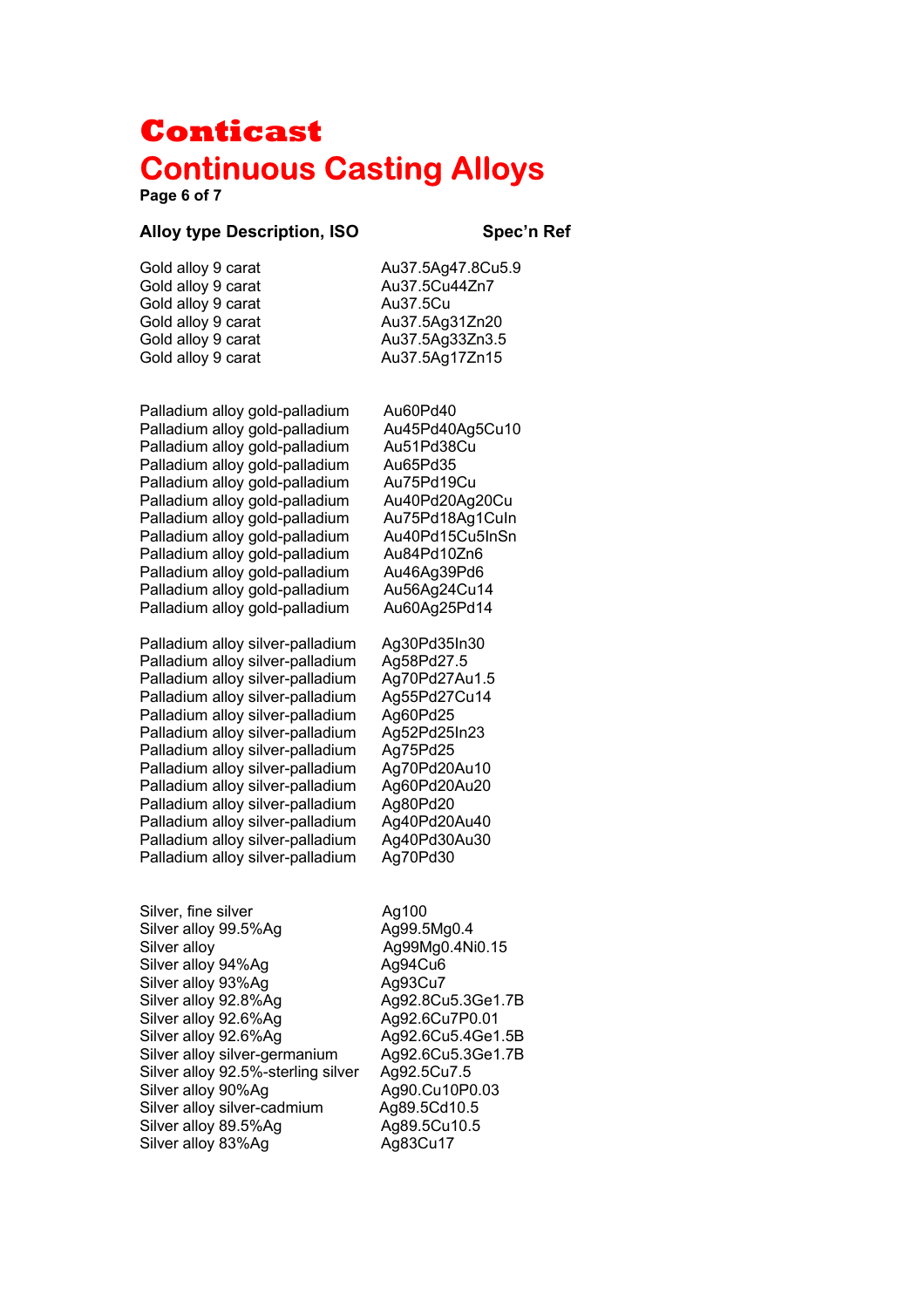# Conticast

# Continuous Casting Alloys

| Alloy type Description, ISO | Spec'n Ref |
|---|---|
| Gold alloy 9 carat | Au37.5Ag47.8Cu5.9 |
| Gold alloy 9 carat | Au37.5Cu44Zn7 |
| Gold alloy 9 carat | Au37.5Cu |
| Gold alloy 9 carat | Au37.5Ag31Zn20 |
| Gold alloy 9 carat | Au37.5Ag33Zn3.5 |
| Gold alloy 9 carat | Au37.5Ag17Zn15 |
| | |
| Palladium alloy gold-palladium | Au60Pd40 |
| Palladium alloy gold-palladium | Au45Pd40Ag5Cu10 |
| Palladium alloy gold-palladium | Au51Pd38Cu |
| Palladium alloy gold-palladium | Au65Pd35 |
| Palladium alloy gold-palladium | Au75Pd19Cu |
| Palladium alloy gold-palladium | Au40Pd20Ag20Cu |
| Palladium alloy gold-palladium | Au75Pd18Ag1CuIn |
| Palladium alloy gold-palladium | Au40Pd15Cu5InSn |
| Palladium alloy gold-palladium | Au84Pd10Zn6 |
| Palladium alloy gold-palladium | Au46Ag39Pd6 |
| Palladium alloy gold-palladium | Au56Ag24Cu14 |
| Palladium alloy gold-palladium | Au60Ag25Pd14 |
| | |
| Palladium alloy silver-palladium | Ag30Pd35In30 |
| Palladium alloy silver-palladium | Ag58Pd27.5 |
| Palladium alloy silver-palladium | Ag70Pd27Au1.5 |
| Palladium alloy silver-palladium | Ag55Pd27Cu14 |
| Palladium alloy silver-palladium | Ag60Pd25 |
| Palladium alloy silver-palladium | Ag52Pd25In23 |
| Palladium alloy silver-palladium | Ag75Pd25 |
| Palladium alloy silver-palladium | Ag70Pd20Au10 |
| Palladium alloy silver-palladium | Ag60Pd20Au20 |
| Palladium alloy silver-palladium | Ag80Pd20 |
| Palladium alloy silver-palladium | Ag40Pd20Au40 |
| Palladium alloy silver-palladium | Ag40Pd30Au30 |
| Palladium alloy silver-palladium | Ag70Pd30 |
| | |
| Silver, fine silver | Ag100 |
| Silver alloy 99.5%Ag | Ag99.5Mg0.4 |
| Silver alloy | Ag99Mg0.4Ni0.15 |
| Silver alloy 94%Ag | Ag94Cu6 |
| Silver alloy 93%Ag | Ag93Cu7 |
| Silver alloy 92.8%Ag | Ag92.8Cu5.3Ge1.7B |
| Silver alloy 92.6%Ag | Ag92.6Cu7P0.01 |
| Silver alloy 92.6%Ag | Ag92.6Cu5.4Ge1.5B |
| Silver alloy silver-germanium | Ag92.6Cu5.3Ge1.7B |
| Silver alloy 92.5%-sterling silver | Ag92.5Cu7.5 |
| Silver alloy 90%Ag | Ag90.Cu10P0.03 |
| Silver alloy silver-cadmium | Ag89.5Cd10.5 |
| Silver alloy 89.5%Ag | Ag89.5Cu10.5 |
| Silver alloy 83%Ag | Ag83Cu17 |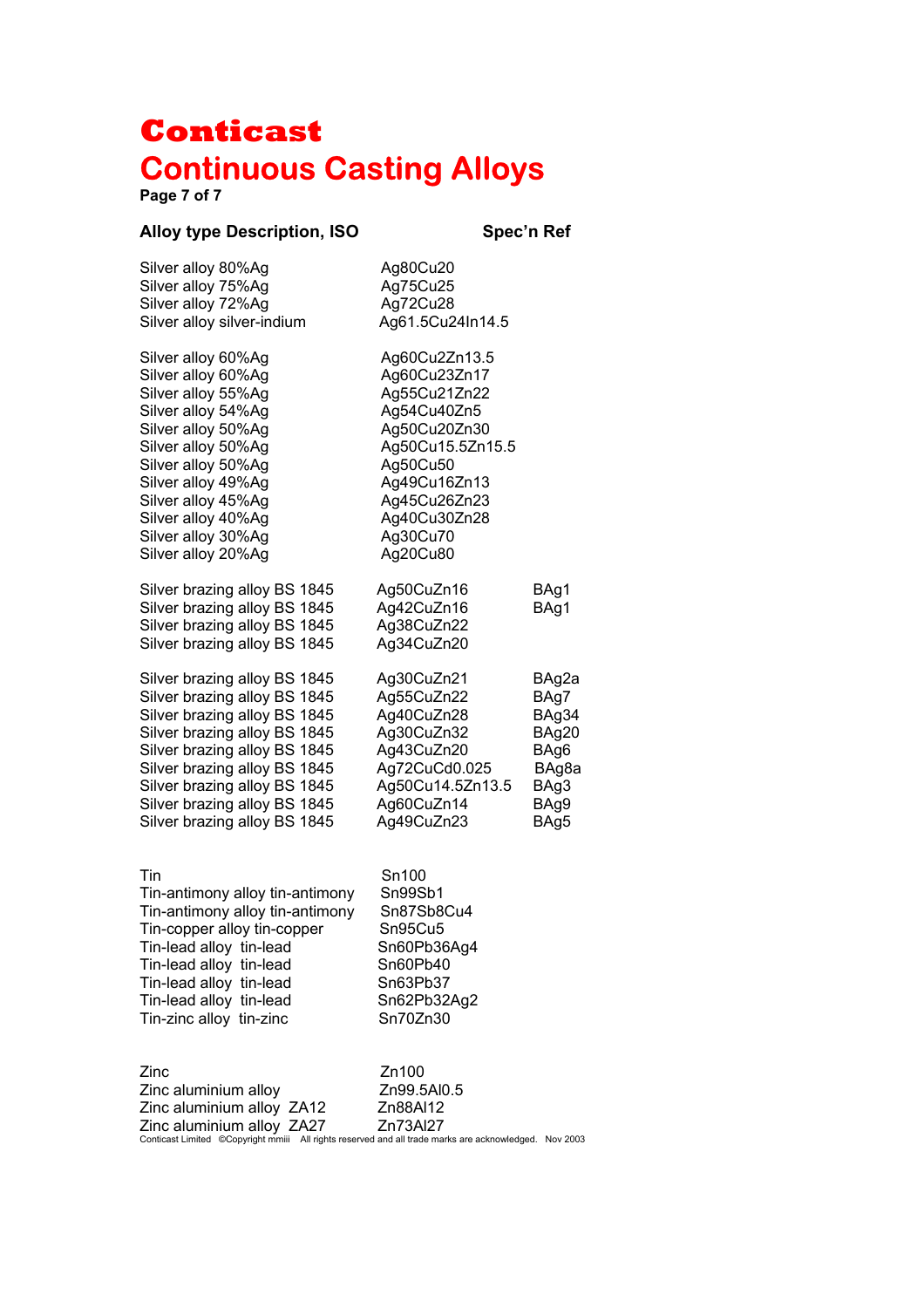# Conticast

# Continuous Casting Alloys

| Alloy type Description, ISO | | Spec'n Ref |
|---|---|---|
| Silver alloy 80%Ag | Ag80Cu20 | |
| Silver alloy 75%Ag | Ag75Cu25 | |
| Silver alloy 72%Ag | Ag72Cu28 | |
| Silver alloy silver-indium | Ag61.5Cu24In14.5 | |
| | | |
| Silver alloy 60%Ag | Ag60Cu2Zn13.5 | |
| Silver alloy 60%Ag | Ag60Cu23Zn17 | |
| Silver alloy 55%Ag | Ag55Cu21Zn22 | |
| Silver alloy 54%Ag | Ag54Cu40Zn5 | |
| Silver alloy 50%Ag | Ag50Cu20Zn30 | |
| Silver alloy 50%Ag | Ag50Cu15.5Zn15.5 | |
| Silver alloy 50%Ag | Ag50Cu50 | |
| Silver alloy 49%Ag | Ag49Cu16Zn13 | |
| Silver alloy 45%Ag | Ag45Cu26Zn23 | |
| Silver alloy 40%Ag | Ag40Cu30Zn28 | |
| Silver alloy 30%Ag | Ag30Cu70 | |
| Silver alloy 20%Ag | Ag20Cu80 | |
| | | |
| Silver brazing alloy BS 1845 | Ag50CuZn16 | BAg1 |
| Silver brazing alloy BS 1845 | Ag42CuZn16 | BAg1 |
| Silver brazing alloy BS 1845 | Ag38CuZn22 | |
| Silver brazing alloy BS 1845 | Ag34CuZn20 | |
| | | |
| Silver brazing alloy BS 1845 | Ag30CuZn21 | BAg2a |
| Silver brazing alloy BS 1845 | Ag55CuZn22 | BAg7 |
| Silver brazing alloy BS 1845 | Ag40CuZn28 | BAg34 |
| Silver brazing alloy BS 1845 | Ag30CuZn32 | BAg20 |
| Silver brazing alloy BS 1845 | Ag43CuZn20 | BAg6 |
| Silver brazing alloy BS 1845 | Ag72CuCd0.025 | BAg8a |
| Silver brazing alloy BS 1845 | Ag50Cu14.5Zn13.5 | BAg3 |
| Silver brazing alloy BS 1845 | Ag60CuZn14 | BAg9 |
| Silver brazing alloy BS 1845 | Ag49CuZn23 | BAg5 |
| | | |
| Tin | Sn100 | |
| Tin-antimony alloy tin-antimony | Sn99Sb1 | |
| Tin-antimony alloy tin-antimony | Sn87Sb8Cu4 | |
| Tin-copper alloy tin-copper | Sn95Cu5 | |
| Tin-lead alloy tin-lead | Sn60Pb36Ag4 | |
| Tin-lead alloy tin-lead | Sn60Pb40 | |
| Tin-lead alloy tin-lead | Sn63Pb37 | |
| Tin-lead alloy tin-lead | Sn62Pb32Ag2 | |
| Tin-zinc alloy tin-zinc | Sn70Zn30 | |
| | | |
| Zinc | Zn100 | |
| Zinc aluminium alloy | Zn99.5Al0.5 | |
| Zinc aluminium alloy ZA12 | Zn88Al12 | |
| Zinc aluminium alloy ZA27 | Zn73Al27 | |

Conticast Limited ©Copyright mmiii All rights reserved and all trade marks are acknowledged. Nov 2003